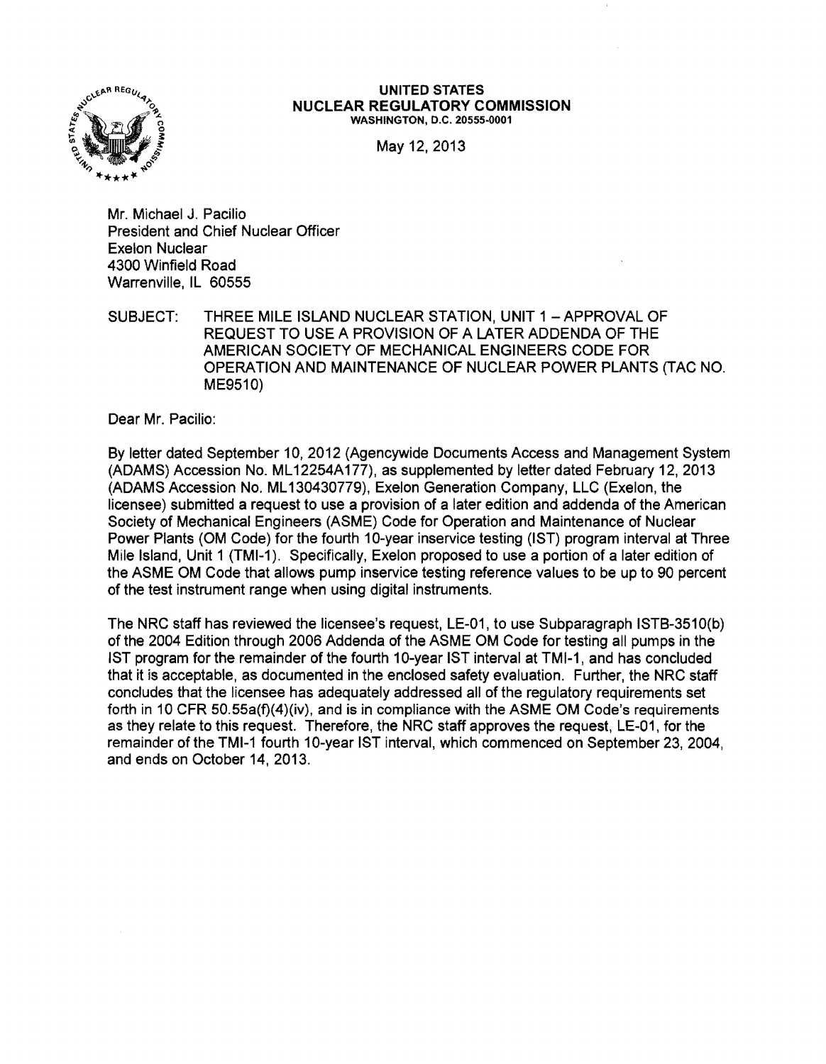UNITED STATES
NUCLEAR REGULATORY COMMISSION
WASHINGTON, D.C. 20555-0001

May 12, 2013

Mr. Michael J. Pacilio
President and Chief Nuclear Officer
Exelon Nuclear
4300 Winfield Road
Warrenville, IL 60555

SUBJECT: THREE MILE ISLAND NUCLEAR STATION, UNIT 1 – APPROVAL OF REQUEST TO USE A PROVISION OF A LATER ADDENDA OF THE AMERICAN SOCIETY OF MECHANICAL ENGINEERS CODE FOR OPERATION AND MAINTENANCE OF NUCLEAR POWER PLANTS (TAC NO. ME9510)

Dear Mr. Pacilio:

By letter dated September 10, 2012 (Agencywide Documents Access and Management System (ADAMS) Accession No. ML12254A177), as supplemented by letter dated February 12, 2013 (ADAMS Accession No. ML130430779), Exelon Generation Company, LLC (Exelon, the licensee) submitted a request to use a provision of a later edition and addenda of the American Society of Mechanical Engineers (ASME) Code for Operation and Maintenance of Nuclear Power Plants (OM Code) for the fourth 10-year inservice testing (IST) program interval at Three Mile Island, Unit 1 (TMI-1). Specifically, Exelon proposed to use a portion of a later edition of the ASME OM Code that allows pump inservice testing reference values to be up to 90 percent of the test instrument range when using digital instruments.

The NRC staff has reviewed the licensee's request, LE-01, to use Subparagraph ISTB-3510(b) of the 2004 Edition through 2006 Addenda of the ASME OM Code for testing all pumps in the IST program for the remainder of the fourth 10-year IST interval at TMI-1, and has concluded that it is acceptable, as documented in the enclosed safety evaluation. Further, the NRC staff concludes that the licensee has adequately addressed all of the regulatory requirements set forth in 10 CFR 50.55a(f)(4)(iv), and is in compliance with the ASME OM Code's requirements as they relate to this request. Therefore, the NRC staff approves the request, LE-01, for the remainder of the TMI-1 fourth 10-year IST interval, which commenced on September 23, 2004, and ends on October 14, 2013.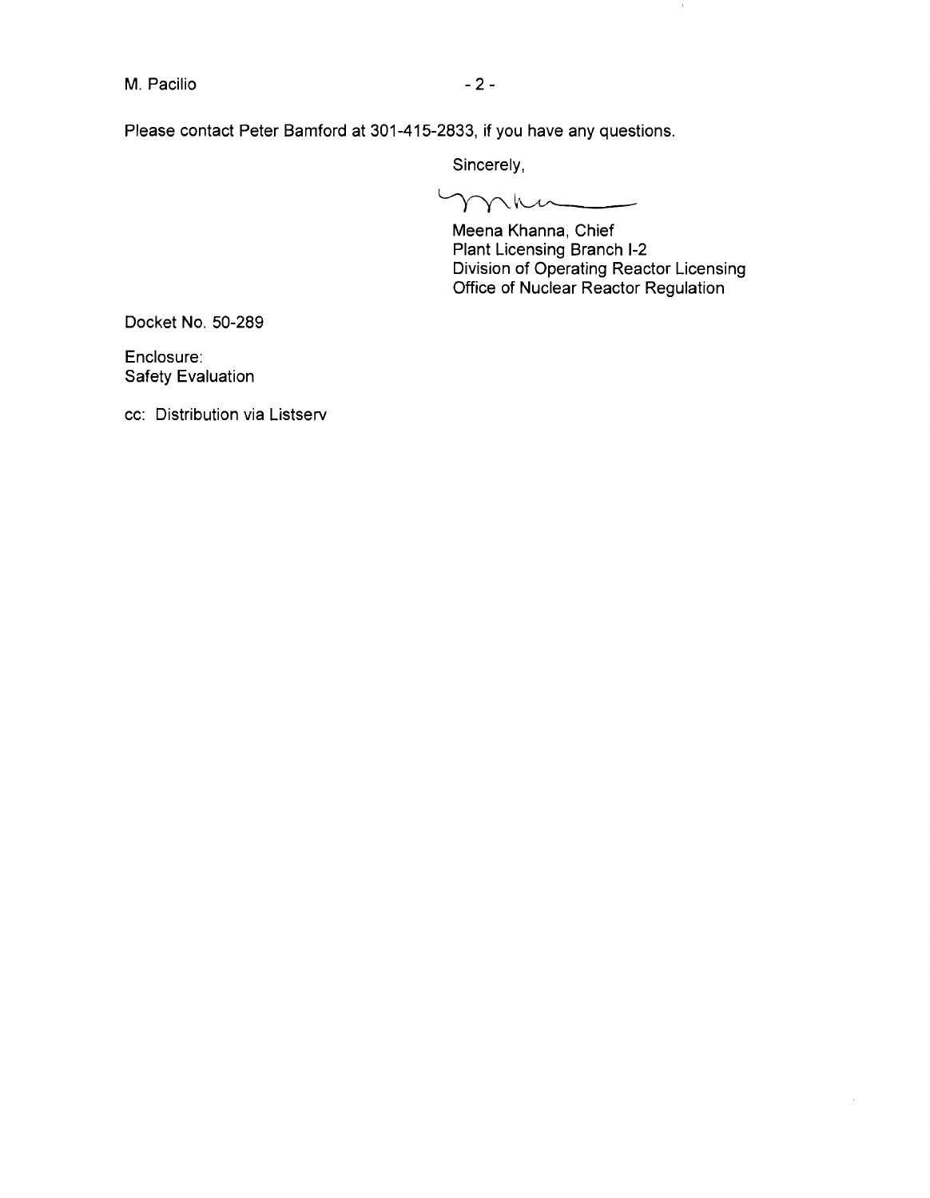Please contact Peter Bamford at 301-415-2833, if you have any questions.

Sincerely,

Meena Khanna, Chief
Plant Licensing Branch I-2
Division of Operating Reactor Licensing
Office of Nuclear Reactor Regulation

Docket No. 50-289

Enclosure:
Safety Evaluation

cc: Distribution via Listserv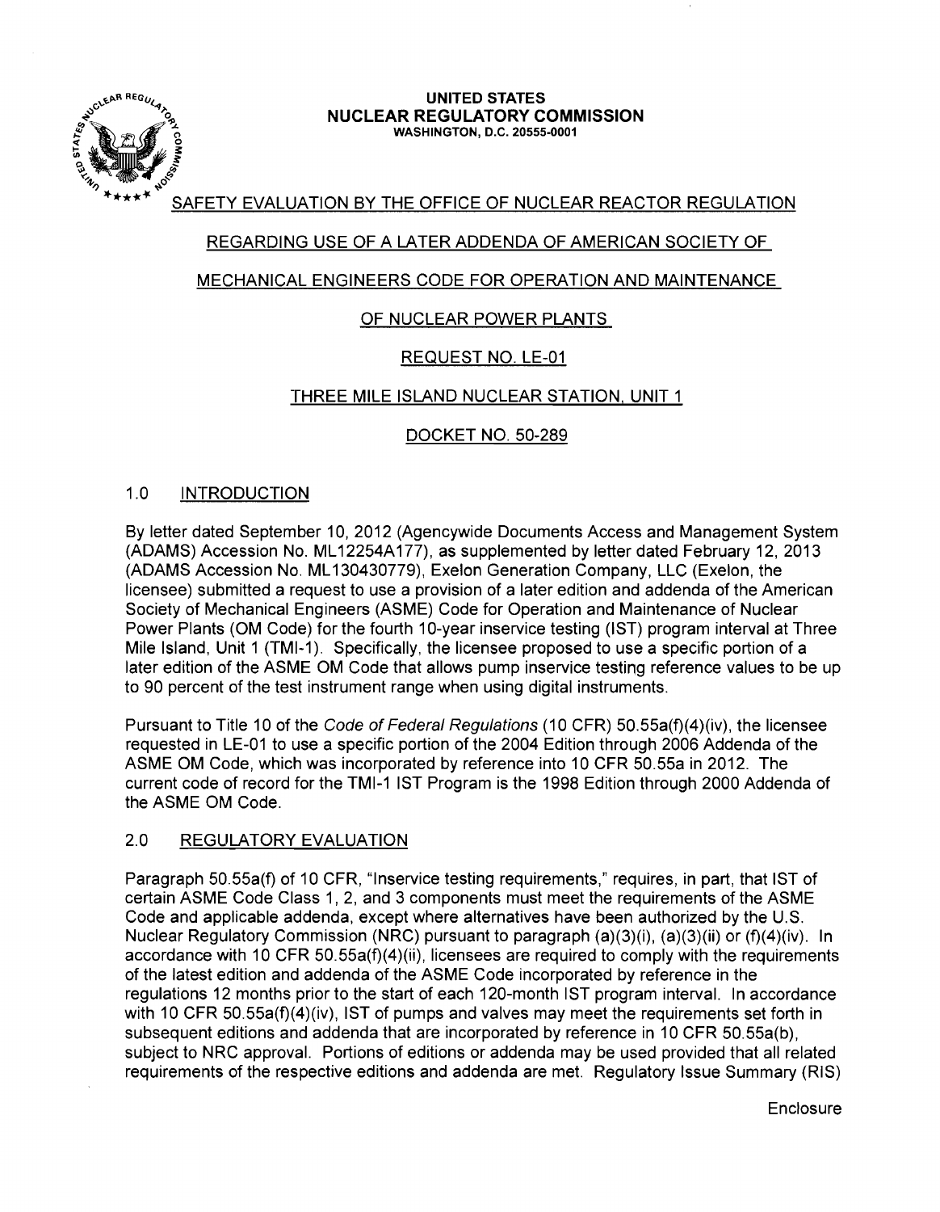UNITED STATES
NUCLEAR REGULATORY COMMISSION
WASHINGTON, D.C. 20555-0001

# SAFETY EVALUATION BY THE OFFICE OF NUCLEAR REACTOR REGULATION

# REGARDING USE OF A LATER ADDENDA OF AMERICAN SOCIETY OF MECHANICAL ENGINEERS CODE FOR OPERATION AND MAINTENANCE OF NUCLEAR POWER PLANTS

# REQUEST NO. LE-01

# THREE MILE ISLAND NUCLEAR STATION, UNIT 1

# DOCKET NO. 50-289

## 1.0 INTRODUCTION

By letter dated September 10, 2012 (Agencywide Documents Access and Management System (ADAMS) Accession No. ML12254A177), as supplemented by letter dated February 12, 2013 (ADAMS Accession No. ML130430779), Exelon Generation Company, LLC (Exelon, the licensee) submitted a request to use a provision of a later edition and addenda of the American Society of Mechanical Engineers (ASME) Code for Operation and Maintenance of Nuclear Power Plants (OM Code) for the fourth 10-year inservice testing (IST) program interval at Three Mile Island, Unit 1 (TMI-1). Specifically, the licensee proposed to use a specific portion of a later edition of the ASME OM Code that allows pump inservice testing reference values to be up to 90 percent of the test instrument range when using digital instruments.

Pursuant to Title 10 of the *Code of Federal Regulations* (10 CFR) 50.55a(f)(4)(iv), the licensee requested in LE-01 to use a specific portion of the 2004 Edition through 2006 Addenda of the ASME OM Code, which was incorporated by reference into 10 CFR 50.55a in 2012. The current code of record for the TMI-1 IST Program is the 1998 Edition through 2000 Addenda of the ASME OM Code.

## 2.0 REGULATORY EVALUATION

Paragraph 50.55a(f) of 10 CFR, "Inservice testing requirements," requires, in part, that IST of certain ASME Code Class 1, 2, and 3 components must meet the requirements of the ASME Code and applicable addenda, except where alternatives have been authorized by the U.S. Nuclear Regulatory Commission (NRC) pursuant to paragraph (a)(3)(i), (a)(3)(ii) or (f)(4)(iv). In accordance with 10 CFR 50.55a(f)(4)(ii), licensees are required to comply with the requirements of the latest edition and addenda of the ASME Code incorporated by reference in the regulations 12 months prior to the start of each 120-month IST program interval. In accordance with 10 CFR 50.55a(f)(4)(iv), IST of pumps and valves may meet the requirements set forth in subsequent editions and addenda that are incorporated by reference in 10 CFR 50.55a(b), subject to NRC approval. Portions of editions or addenda may be used provided that all related requirements of the respective editions and addenda are met. Regulatory Issue Summary (RIS)

Enclosure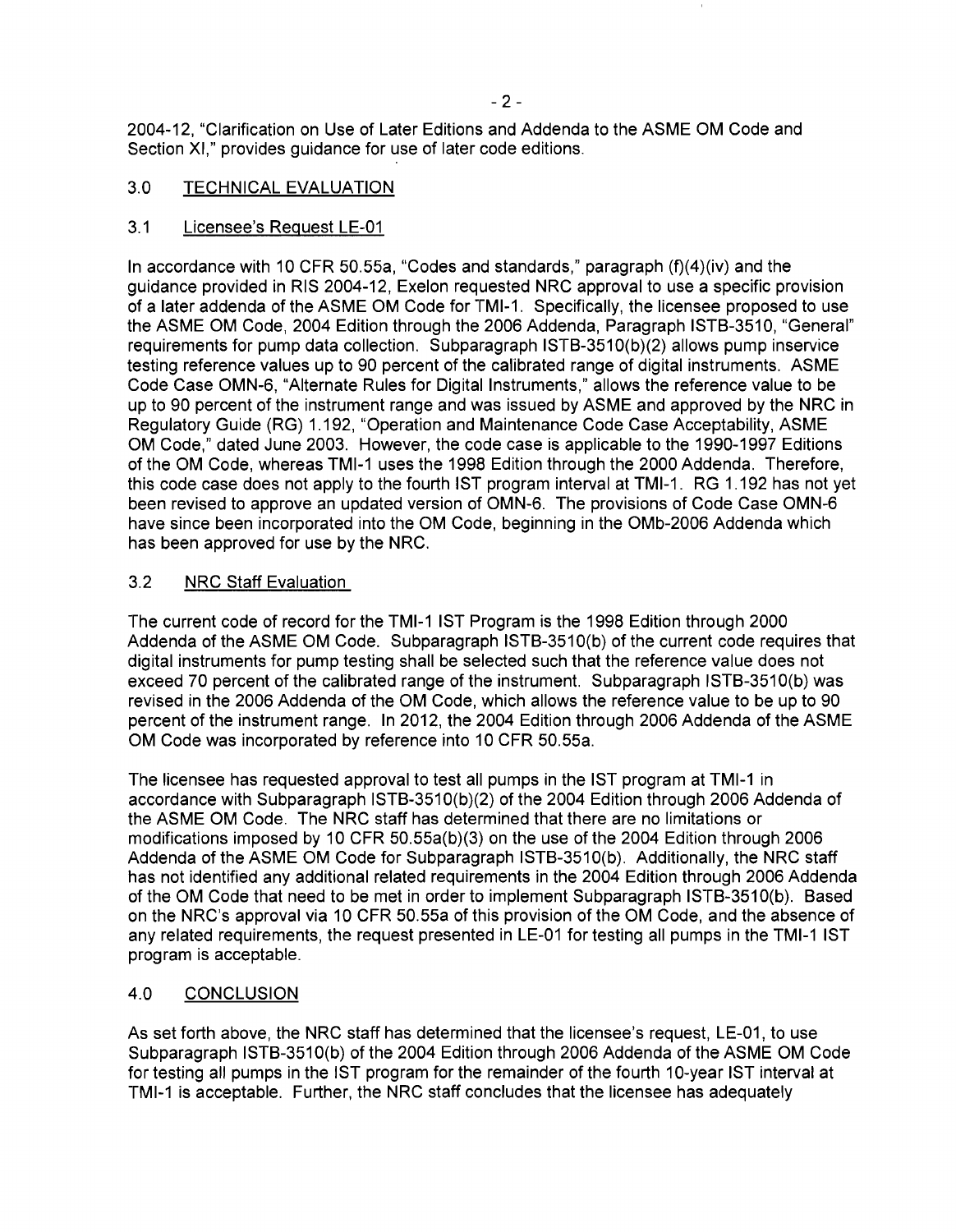2004-12, "Clarification on Use of Later Editions and Addenda to the ASME OM Code and Section XI," provides guidance for use of later code editions.

## 3.0 TECHNICAL EVALUATION

### 3.1 Licensee's Request LE-01

In accordance with 10 CFR 50.55a, "Codes and standards," paragraph (f)(4)(iv) and the guidance provided in RIS 2004-12, Exelon requested NRC approval to use a specific provision of a later addenda of the ASME OM Code for TMI-1. Specifically, the licensee proposed to use the ASME OM Code, 2004 Edition through the 2006 Addenda, Paragraph ISTB-3510, "General" requirements for pump data collection. Subparagraph ISTB-3510(b)(2) allows pump inservice testing reference values up to 90 percent of the calibrated range of digital instruments. ASME Code Case OMN-6, "Alternate Rules for Digital Instruments," allows the reference value to be up to 90 percent of the instrument range and was issued by ASME and approved by the NRC in Regulatory Guide (RG) 1.192, "Operation and Maintenance Code Case Acceptability, ASME OM Code," dated June 2003. However, the code case is applicable to the 1990-1997 Editions of the OM Code, whereas TMI-1 uses the 1998 Edition through the 2000 Addenda. Therefore, this code case does not apply to the fourth IST program interval at TMI-1. RG 1.192 has not yet been revised to approve an updated version of OMN-6. The provisions of Code Case OMN-6 have since been incorporated into the OM Code, beginning in the OMb-2006 Addenda which has been approved for use by the NRC.

### 3.2 NRC Staff Evaluation

The current code of record for the TMI-1 IST Program is the 1998 Edition through 2000 Addenda of the ASME OM Code. Subparagraph ISTB-3510(b) of the current code requires that digital instruments for pump testing shall be selected such that the reference value does not exceed 70 percent of the calibrated range of the instrument. Subparagraph ISTB-3510(b) was revised in the 2006 Addenda of the OM Code, which allows the reference value to be up to 90 percent of the instrument range. In 2012, the 2004 Edition through 2006 Addenda of the ASME OM Code was incorporated by reference into 10 CFR 50.55a.

The licensee has requested approval to test all pumps in the IST program at TMI-1 in accordance with Subparagraph ISTB-3510(b)(2) of the 2004 Edition through 2006 Addenda of the ASME OM Code. The NRC staff has determined that there are no limitations or modifications imposed by 10 CFR 50.55a(b)(3) on the use of the 2004 Edition through 2006 Addenda of the ASME OM Code for Subparagraph ISTB-3510(b). Additionally, the NRC staff has not identified any additional related requirements in the 2004 Edition through 2006 Addenda of the OM Code that need to be met in order to implement Subparagraph ISTB-3510(b). Based on the NRC's approval via 10 CFR 50.55a of this provision of the OM Code, and the absence of any related requirements, the request presented in LE-01 for testing all pumps in the TMI-1 IST program is acceptable.

## 4.0 CONCLUSION

As set forth above, the NRC staff has determined that the licensee's request, LE-01, to use Subparagraph ISTB-3510(b) of the 2004 Edition through 2006 Addenda of the ASME OM Code for testing all pumps in the IST program for the remainder of the fourth 10-year IST interval at TMI-1 is acceptable. Further, the NRC staff concludes that the licensee has adequately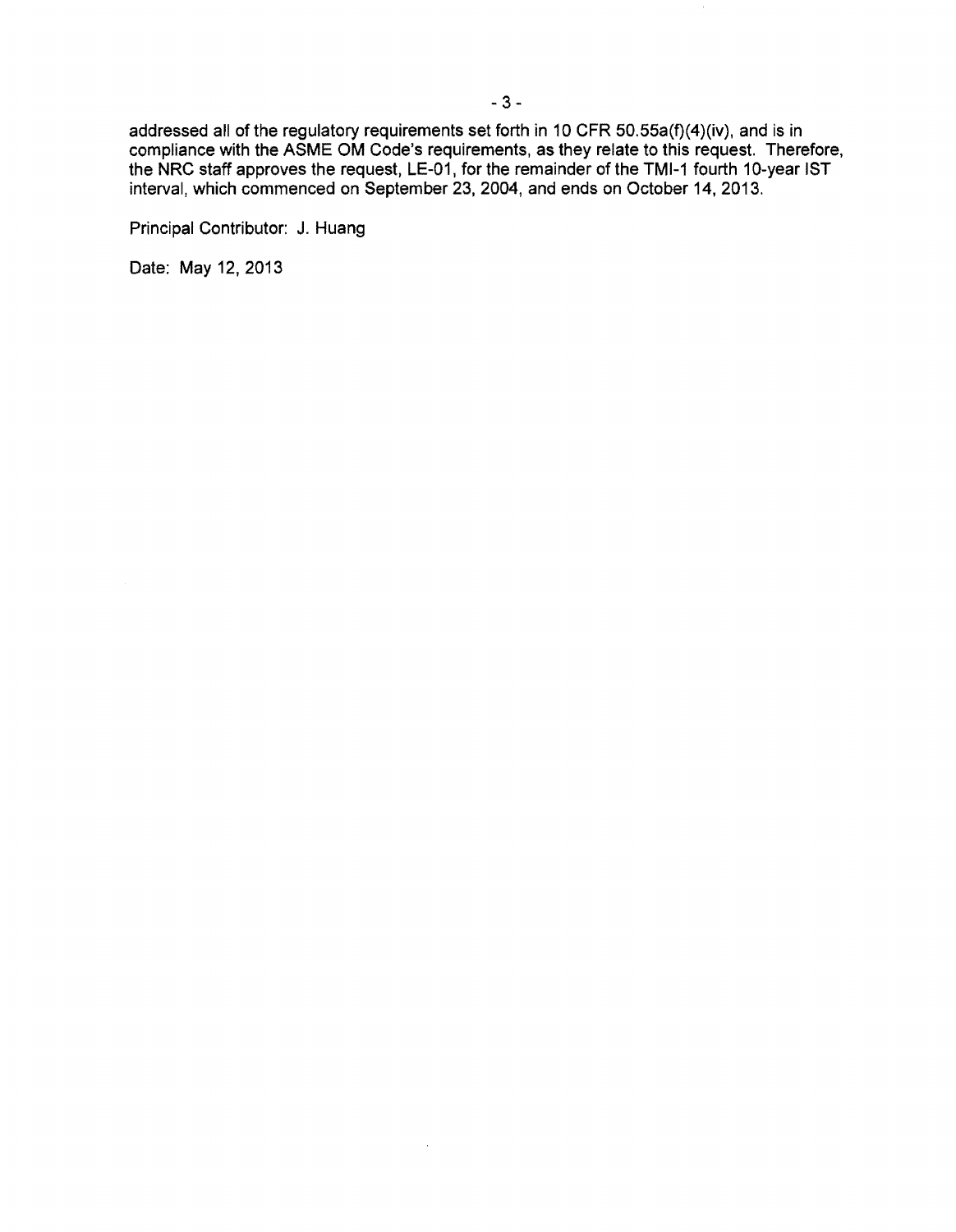addressed all of the regulatory requirements set forth in 10 CFR 50.55a(f)(4)(iv), and is in compliance with the ASME OM Code's requirements, as they relate to this request. Therefore, the NRC staff approves the request, LE-01, for the remainder of the TMI-1 fourth 10-year IST interval, which commenced on September 23, 2004, and ends on October 14, 2013.

Principal Contributor: J. Huang

Date: May 12, 2013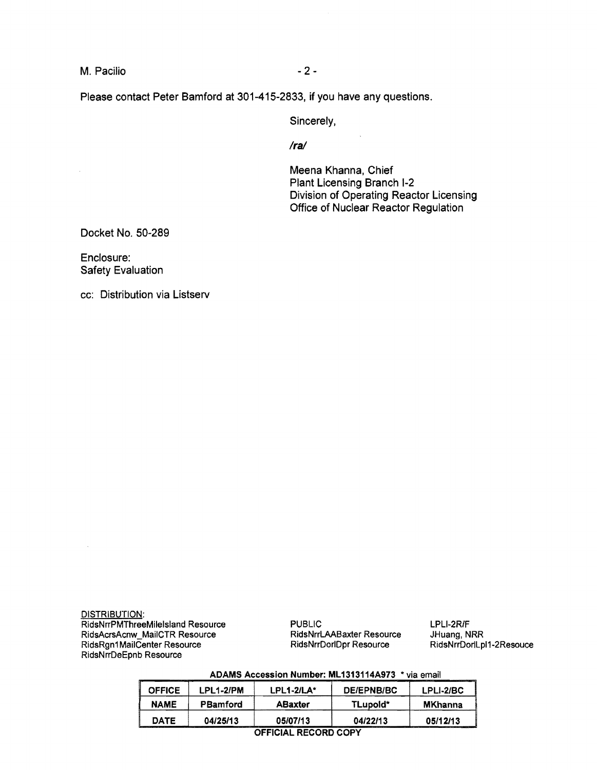Please contact Peter Bamford at 301-415-2833, if you have any questions.

Sincerely,

*/ra/*

Meena Khanna, Chief
Plant Licensing Branch I-2
Division of Operating Reactor Licensing
Office of Nuclear Reactor Regulation

Docket No. 50-289

Enclosure:
Safety Evaluation

cc: Distribution via Listserv

DISTRIBUTION:
RidsNrrPMThreeMileIsland Resource
RidsAcrsAcnw_MailCTR Resource
RidsRgn1MailCenter Resource
RidsNrrDeEpnb Resource
PUBLIC
RidsNrrLAABaxter Resource
RidsNrrDorlDpr Resource
LPLI-2R/F
JHuang, NRR
RidsNrrDorlLpl1-2Resouce

**ADAMS Accession Number: ML1313114A973** * via email

| OFFICE | LPL1-2/PM | LPL1-2/LA* | DE/EPNB/BC | LPLI-2/BC |
|---|---|---|---|---|
| NAME | PBamford | ABaxter | TLupold* | MKhanna |
| DATE | 04/25/13 | 05/07/13 | 04/22/13 | 05/12/13 |

**OFFICIAL RECORD COPY**